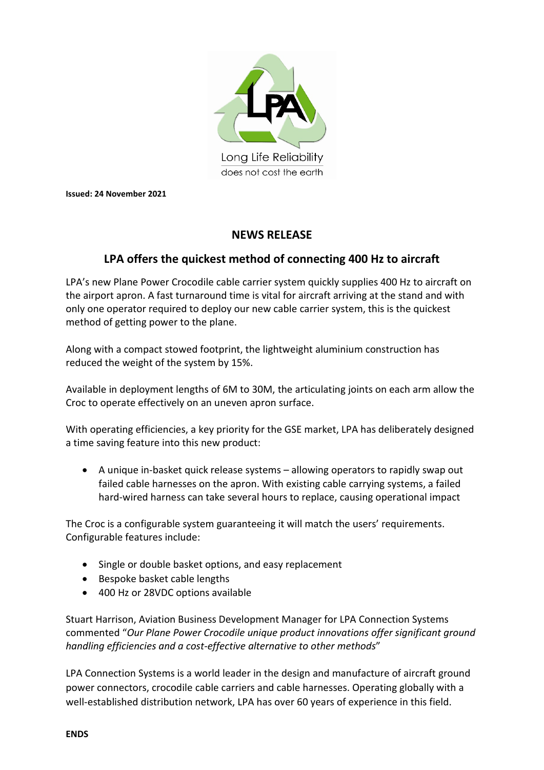Long Life Reliability
does not cost the earth

**Issued: 24 November 2021**

# NEWS RELEASE

## LPA offers the quickest method of connecting 400 Hz to aircraft

LPA's new Plane Power Crocodile cable carrier system quickly supplies 400 Hz to aircraft on the airport apron. A fast turnaround time is vital for aircraft arriving at the stand and with only one operator required to deploy our new cable carrier system, this is the quickest method of getting power to the plane.

Along with a compact stowed footprint, the lightweight aluminium construction has reduced the weight of the system by 15%.

Available in deployment lengths of 6M to 30M, the articulating joints on each arm allow the Croc to operate effectively on an uneven apron surface.

With operating efficiencies, a key priority for the GSE market, LPA has deliberately designed a time saving feature into this new product:

- A unique in-basket quick release systems – allowing operators to rapidly swap out failed cable harnesses on the apron. With existing cable carrying systems, a failed hard-wired harness can take several hours to replace, causing operational impact

The Croc is a configurable system guaranteeing it will match the users' requirements. Configurable features include:

- Single or double basket options, and easy replacement
- Bespoke basket cable lengths
- 400 Hz or 28VDC options available

Stuart Harrison, Aviation Business Development Manager for LPA Connection Systems commented "*Our Plane Power Crocodile unique product innovations offer significant ground handling efficiencies and a cost-effective alternative to other methods*"

LPA Connection Systems is a world leader in the design and manufacture of aircraft ground power connectors, crocodile cable carriers and cable harnesses. Operating globally with a well-established distribution network, LPA has over 60 years of experience in this field.

**ENDS**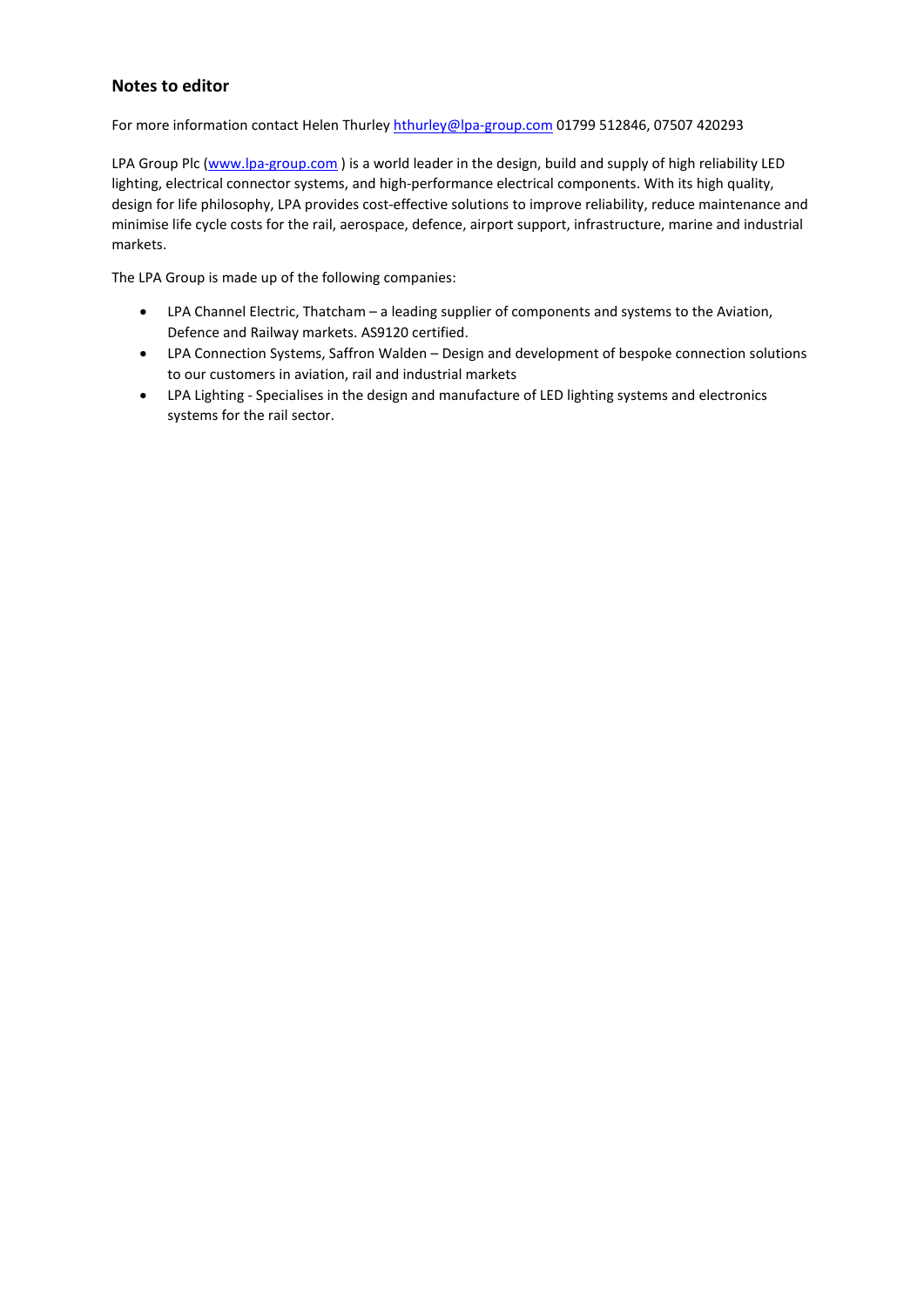## Notes to editor

For more information contact Helen Thurley hthurley@lpa-group.com 01799 512846, 07507 420293

LPA Group Plc (www.lpa-group.com ) is a world leader in the design, build and supply of high reliability LED lighting, electrical connector systems, and high-performance electrical components. With its high quality, design for life philosophy, LPA provides cost-effective solutions to improve reliability, reduce maintenance and minimise life cycle costs for the rail, aerospace, defence, airport support, infrastructure, marine and industrial markets.

The LPA Group is made up of the following companies:

- LPA Channel Electric, Thatcham – a leading supplier of components and systems to the Aviation, Defence and Railway markets. AS9120 certified.
- LPA Connection Systems, Saffron Walden – Design and development of bespoke connection solutions to our customers in aviation, rail and industrial markets
- LPA Lighting - Specialises in the design and manufacture of LED lighting systems and electronics systems for the rail sector.